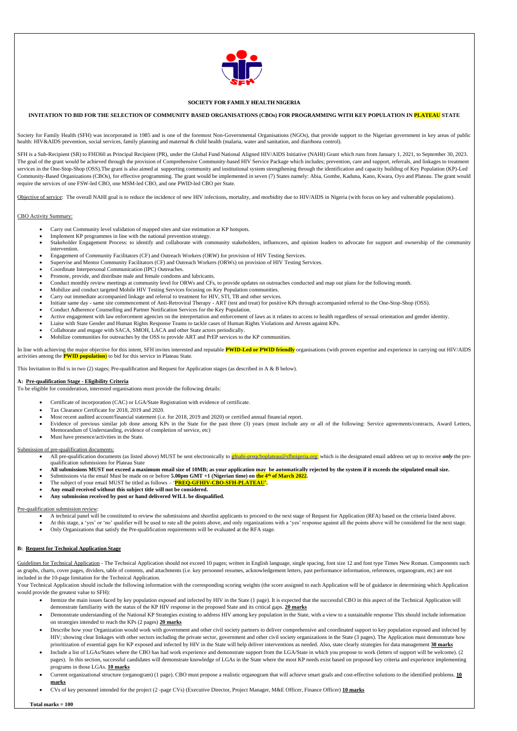**SOCIETY FOR FAMILY HEALTH NIGERIA**

**INVITATION TO BID FOR THE SELECTION OF COMMUNITY BASED ORGANISATIONS (CBOs) FOR PROGRAMMING WITH KEY POPULATION IN PLATEAU STATE**

Society for Family Health (SFH) was incorporated in 1985 and is one of the foremost Non-Governmental Organisations (NGOs), that provide support to the Nigerian government in key areas of public health: HIV&AIDS prevention, social services, family planning and maternal & child health (malaria, water and sanitation, and diarrhoea control).

SFH is a Sub-Recipient (SR) to FHI360 as Principal Recipient (PR), under the Global Fund National Aligned HIV/AIDS Initiative (NAHI) Grant which runs from January 1, 2021, to September 30, 2023. The goal of the grant would be achieved through the provision of Comprehensive Community-based HIV Service Package which includes; prevention, care and support, referrals, and linkages to treatment services in the One-Stop-Shop (OSS).The grant is also aimed at supporting community and institutional system strengthening through the identification and capacity building of Key Population (KP)-Led Community-Based Organizations (CBOs), for effective programming. The grant would be implemented in seven (7) States namely: Abia, Gombe, Kaduna, Kano, Kwara, Oyo and Plateau. The grant would require the services of one FSW-led CBO, one MSM-led CBO, and one PWID-led CBO per State.

Objective of service: The overall NAHI goal is to reduce the incidence of new HIV infections, mortality, and morbidity due to HIV/AIDS in Nigeria (with focus on key and vulnerable populations).

CBO Activity Summary:

- Carry out Community level validation of mapped sites and size estimation at KP hotspots.
- Implement KP programmes in line with the national prevention strategy.
- Stakeholder Engagement Process: to identify and collaborate with community stakeholders, influencers, and opinion leaders to advocate for support and ownership of the community intervention.
- Engagement of Community Facilitators (CF) and Outreach Workers (ORW) for provision of HIV Testing Services.
- Supervise and Mentor Community Facilitators (CF) and Outreach Workers (ORWs) on provision of HIV Testing Services.
- Coordinate Interpersonal Communication (IPC) Outreaches.
- Promote, provide, and distribute male and female condoms and lubricants.
- Conduct monthly review meetings at community level for ORWs and CFs, to provide updates on outreaches conducted and map out plans for the following month.
- Mobilize and conduct targeted Mobile HIV Testing Services focusing on Key Population communities.
- Carry out immediate accompanied linkage and referral to treatment for HIV, STI, TB and other services.
- Initiate same day - same site commencement of Anti-Retroviral Therapy - ART (test and treat) for positive KPs through accompanied referral to the One-Stop-Shop (OSS).
- Conduct Adherence Counselling and Partner Notification Services for the Key Population.
- Active engagement with law enforcement agencies on the interpretation and enforcement of laws as it relates to access to health regardless of sexual orientation and gender identity.
- Liaise with State Gender and Human Rights Response Teams to tackle cases of Human Rights Violations and Arrests against KPs.
- Collaborate and engage with SACA, SMOH, LACA and other State actors periodically.
- Mobilize communities for outreaches by the OSS to provide ART and PrEP services to the KP communities.

In line with achieving the major objective for this intent, SFH invites interested and reputable **PWID-Led or PWID friendly** organisations (with proven expertise and experience in carrying out HIV/AIDS activities among the **PWID population**) to bid for this service in Plateau State.

This Invitation to Bid is in two (2) stages; Pre-qualification and Request for Application stages (as described in A & B below).

**A: Pre-qualification Stage - Eligibility Criteria**

To be eligible for consideration, interested organisations must provide the following details:

- Certificate of incorporation (CAC) or LGA/State Registration with evidence of certificate.
- Tax Clearance Certificate for 2018, 2019 and 2020.
- Most recent audited account/financial statement (i.e. for 2018, 2019 and 2020) or certified annual financial report.
- Evidence of previous similar job done among KPs in the State for the past three (3) years (must include any or all of the following: Service agreements/contracts, Award Letters, Memorandum of Understanding, evidence of completion of service, etc)
- Must have presence/activities in the State.

Submission of pre-qualification documents:

- All pre-qualification documents (as listed above) MUST be sent electronically to gfnahi-preqcboplateau@sfhnigeria.org; which is the designated email address set up to receive ***only*** the pre-qualification submissions for Plateau State
- **All submissions MUST not exceed a maximum email size of 10MB; as your application may be automatically rejected by the system if it exceeds the stipulated email size.**
- Submissions via the email Must be made on or before **5.00pm GMT +1 (Nigerian time) on the 4th of March 2022.**
- The subject of your email MUST be titled as follows – '**PREQ-GFHIV-CBO-SFH-PLATEAU**'.
- **Any email received without this subject title will not be considered.**
- **Any submission received by post or hand delivered WILL be disqualified.**

Pre-qualification submission review:

- A technical panel will be constituted to review the submissions and shortlist applicants to proceed to the next stage of Request for Application (RFA) based on the criteria listed above.
- At this stage, a 'yes' or 'no' qualifier will be used to rate all the points above, and only organizations with a 'yes' response against all the points above will be considered for the next stage.
- Only Organizations that satisfy the Pre-qualification requirements will be evaluated at the RFA stage.

**B: Request for Technical Application Stage**

Guidelines for Technical Application - The Technical Application should not exceed 10 pages; written in English language, single spacing, font size 12 and font type Times New Roman. Components such as graphs, charts, cover pages, dividers, table of contents, and attachments (i.e. key personnel resumes, acknowledgement letters, past performance information, references, organogram, etc) are not included in the 10-page limitation for the Technical Application.

Your Technical Application should include the following information with the corresponding scoring weights (the score assigned to each Application will be of guidance in determining which Application would provide the greatest value to SFH):

- Itemize the main issues faced by key population exposed and infected by HIV in the State (1 page). It is expected that the successful CBO in this aspect of the Technical Application will demonstrate familiarity with the status of the KP HIV response in the proposed State and its critical gaps. **20 marks**
- Demonstrate understanding of the National KP Strategies existing to address HIV among key population in the State, with a view to a sustainable response This should include information on strategies intended to reach the KPs (2 pages) **20 marks**
- Describe how your Organization would work with government and other civil society partners to deliver comprehensive and coordinated support to key population exposed and infected by HIV; showing clear linkages with other sectors including the private sector, government and other civil society organizations in the State (3 pages). The Application must demonstrate how prioritization of essential gaps for KP exposed and infected by HIV in the State will help deliver interventions as needed. Also, state clearly strategies for data management **30 marks**
- Include a list of LGAs/States where the CBO has had work experience and demonstrate support from the LGA/State in which you propose to work (letters of support will be welcome). (2 pages). In this section, successful candidates will demonstrate knowledge of LGAs in the State where the most KP needs exist based on proposed key criteria and experience implementing programs in those LGAs. **10 marks**
- Current organizational structure (organogram) (1 page). CBO must propose a realistic organogram that will achieve smart goals and cost-effective solutions to the identified problems. **10 marks**
- CVs of key personnel intended for the project (2 -page CVs) (Executive Director, Project Manager, M&E Officer, Finance Officer) **10 marks**

**Total marks = 100**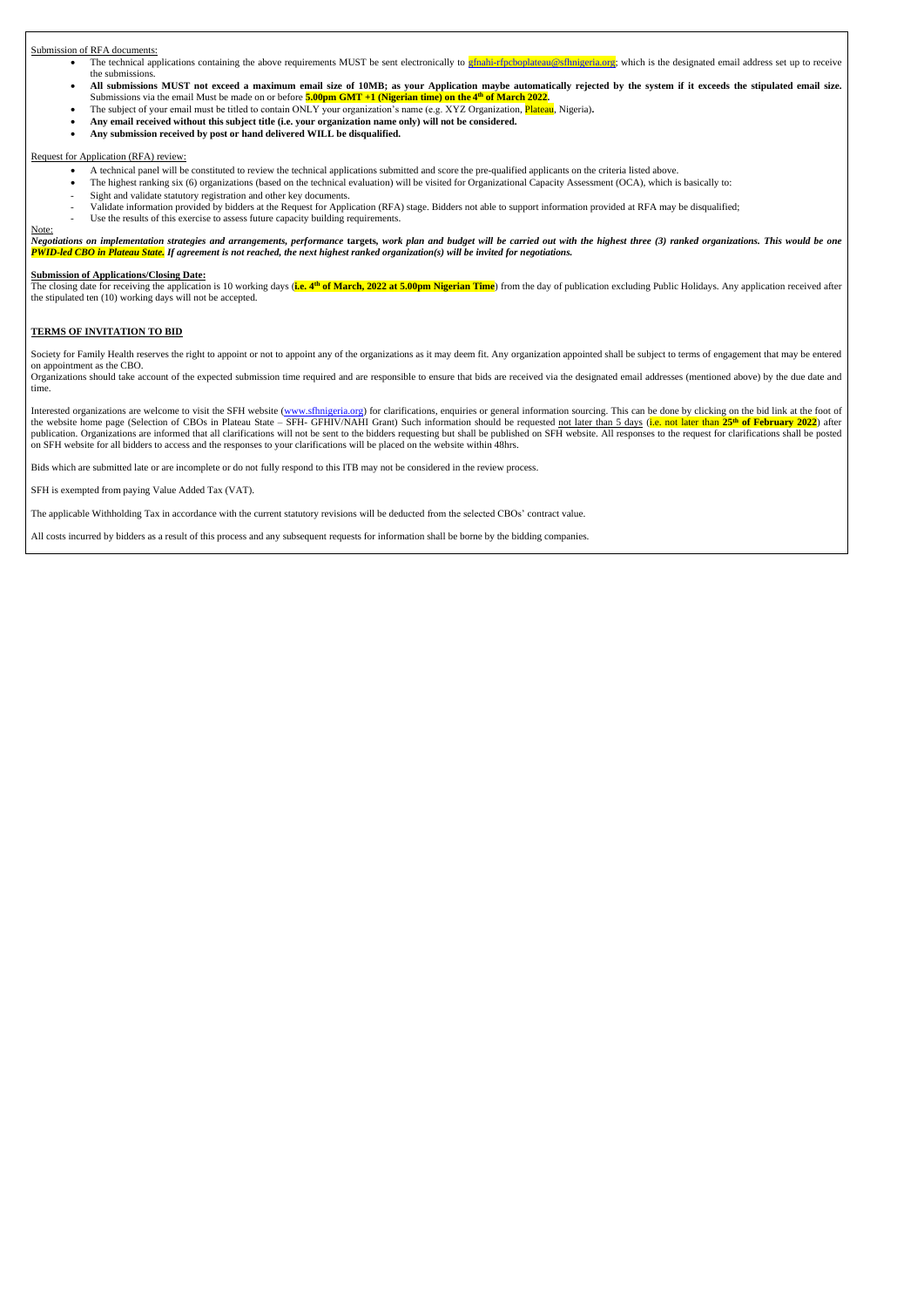Submission of RFA documents:

- The technical applications containing the above requirements MUST be sent electronically to gfnahi-rfpcboplateau@sfhnigeria.org; which is the designated email address set up to receive the submissions.
- **All submissions MUST not exceed a maximum email size of 10MB; as your Application maybe automatically rejected by the system if it exceeds the stipulated email size.** Submissions via the email Must be made on or before **5.00pm GMT +1 (Nigerian time) on the 4th of March 2022.**
- The subject of your email must be titled to contain ONLY your organization's name (e.g. XYZ Organization, Plateau, Nigeria)**.**
- **Any email received without this subject title (i.e. your organization name only) will not be considered.**
- **Any submission received by post or hand delivered WILL be disqualified.**

Request for Application (RFA) review:

- A technical panel will be constituted to review the technical applications submitted and score the pre-qualified applicants on the criteria listed above.
- The highest ranking six (6) organizations (based on the technical evaluation) will be visited for Organizational Capacity Assessment (OCA), which is basically to:
  - Sight and validate statutory registration and other key documents.
  - Validate information provided by bidders at the Request for Application (RFA) stage. Bidders not able to support information provided at RFA may be disqualified;
  - Use the results of this exercise to assess future capacity building requirements.

Note:

***Negotiations on implementation strategies and arrangements, performance*** **targets,** ***work plan and budget will be carried out with the highest three (3) ranked organizations. This would be one PWID-led CBO in Plateau State. If agreement is not reached, the next highest ranked organization(s) will be invited for negotiations.***

**Submission of Applications/Closing Date:**

The closing date for receiving the application is 10 working days (**i.e. 4th of March, 2022 at 5.00pm Nigerian Time**) from the day of publication excluding Public Holidays. Any application received after the stipulated ten (10) working days will not be accepted.

**TERMS OF INVITATION TO BID**

Society for Family Health reserves the right to appoint or not to appoint any of the organizations as it may deem fit. Any organization appointed shall be subject to terms of engagement that may be entered on appointment as the CBO.

Organizations should take account of the expected submission time required and are responsible to ensure that bids are received via the designated email addresses (mentioned above) by the due date and time.

Interested organizations are welcome to visit the SFH website (www.sfhnigeria.org) for clarifications, enquiries or general information sourcing. This can be done by clicking on the bid link at the foot of the website home page (Selection of CBOs in Plateau State – SFH- GFHIV/NAHI Grant) Such information should be requested not later than 5 days (i.e. not later than **25th of February 2022**) after publication. Organizations are informed that all clarifications will not be sent to the bidders requesting but shall be published on SFH website. All responses to the request for clarifications shall be posted on SFH website for all bidders to access and the responses to your clarifications will be placed on the website within 48hrs.

Bids which are submitted late or are incomplete or do not fully respond to this ITB may not be considered in the review process.

SFH is exempted from paying Value Added Tax (VAT).

The applicable Withholding Tax in accordance with the current statutory revisions will be deducted from the selected CBOs' contract value.

All costs incurred by bidders as a result of this process and any subsequent requests for information shall be borne by the bidding companies.